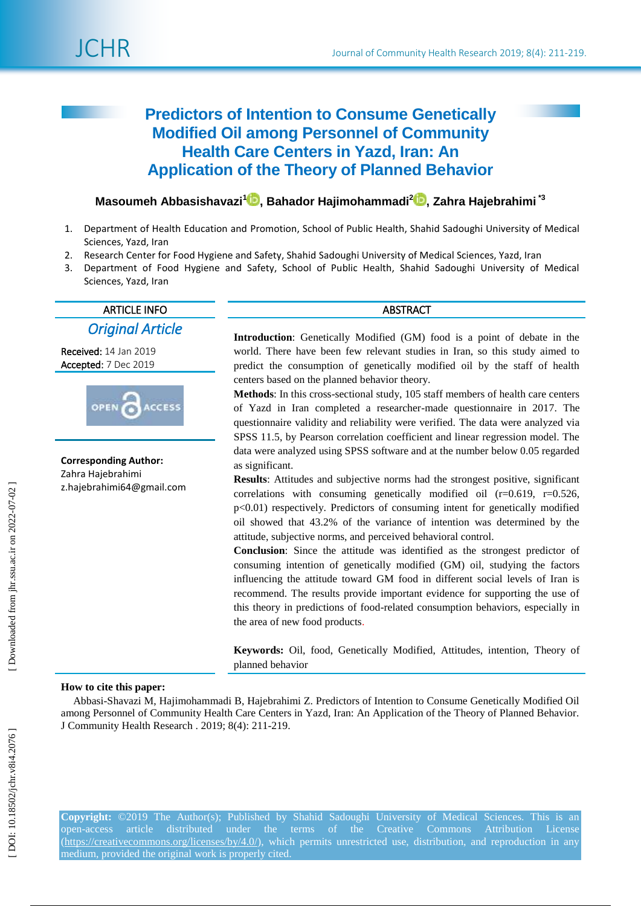# Predictors of Intention to Consume Genetically Modified Oil among Personnel of Community Health Care Centers in Yazd, Iran: An Application of the Theory of Planned Behavior

**Masoumeh Abbasishavazi[1], Bahador Hajimohammadi[2], Zahra Hajebrahimi [*3]**

1. Department of Health Education and Promotion, School of Public Health, Shahid Sadoughi University of Medical Sciences, Yazd, Iran
2. Research Center for Food Hygiene and Safety, Shahid Sadoughi University of Medical Sciences, Yazd, Iran
3. Department of Food Hygiene and Safety, School of Public Health, Shahid Sadoughi University of Medical Sciences, Yazd, Iran

## ARTICLE INFO

*Original Article*

**Received:** 14 Jan 2019
**Accepted:** 7 Dec 2019

**Corresponding Author:**
Zahra Hajebrahimi
z.hajebrahimi64@gmail.com

## ABSTRACT

**Introduction**: Genetically Modified (GM) food is a point of debate in the world. There have been few relevant studies in Iran, so this study aimed to predict the consumption of genetically modified oil by the staff of health centers based on the planned behavior theory.

**Methods**: In this cross-sectional study, 105 staff members of health care centers of Yazd in Iran completed a researcher-made questionnaire in 2017. The questionnaire validity and reliability were verified. The data were analyzed via SPSS 11.5, by Pearson correlation coefficient and linear regression model. The data were analyzed using SPSS software and at the number below 0.05 regarded as significant.

**Results**: Attitudes and subjective norms had the strongest positive, significant correlations with consuming genetically modified oil ($r=0.619$, $r=0.526$, $p<0.01$) respectively. Predictors of consuming intent for genetically modified oil showed that 43.2% of the variance of intention was determined by the attitude, subjective norms, and perceived behavioral control.

**Conclusion**: Since the attitude was identified as the strongest predictor of consuming intention of genetically modified (GM) oil, studying the factors influencing the attitude toward GM food in different social levels of Iran is recommend. The results provide important evidence for supporting the use of this theory in predictions of food-related consumption behaviors, especially in the area of new food products.

**Keywords:** Oil, food, Genetically Modified, Attitudes, intention, Theory of planned behavior

**How to cite this paper:**

Abbasi-Shavazi M, Hajimohammadi B, Hajebrahimi Z. Predictors of Intention to Consume Genetically Modified Oil among Personnel of Community Health Care Centers in Yazd, Iran: An Application of the Theory of Planned Behavior. J Community Health Research . 2019; 8(4): 211-219.

**Copyright:** ©2019 The Author(s); Published by Shahid Sadoughi University of Medical Sciences. This is an open-access article distributed under the terms of the Creative Commons Attribution License (https://creativecommons.org/licenses/by/4.0/), which permits unrestricted use, distribution, and reproduction in any medium, provided the original work is properly cited.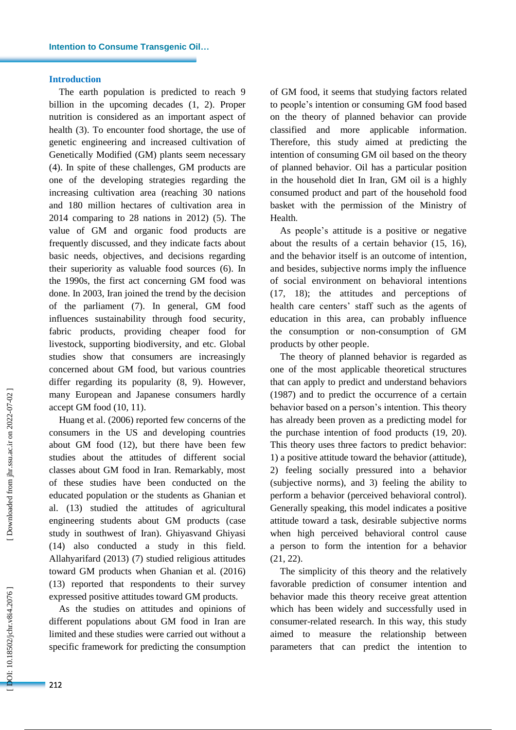## Introduction

The earth population is predicted to reach 9 billion in the upcoming decades (1, 2). Proper nutrition is considered as an important aspect of health (3). To encounter food shortage, the use of genetic engineering and increased cultivation of Genetically Modified (GM) plants seem necessary (4). In spite of these challenges, GM products are one of the developing strategies regarding the increasing cultivation area (reaching 30 nations and 180 million hectares of cultivation area in 2014 comparing to 28 nations in 2012) (5). The value of GM and organic food products are frequently discussed, and they indicate facts about basic needs, objectives, and decisions regarding their superiority as valuable food sources (6). In the 1990s, the first act concerning GM food was done. In 2003, Iran joined the trend by the decision of the parliament (7). In general, GM food influences sustainability through food security, fabric products, providing cheaper food for livestock, supporting biodiversity, and etc. Global studies show that consumers are increasingly concerned about GM food, but various countries differ regarding its popularity (8, 9). However, many European and Japanese consumers hardly accept GM food (10, 11).

Huang et al. (2006) reported few concerns of the consumers in the US and developing countries about GM food (12), but there have been few studies about the attitudes of different social classes about GM food in Iran. Remarkably, most of these studies have been conducted on the educated population or the students as Ghanian et al. (13) studied the attitudes of agricultural engineering students about GM products (case study in southwest of Iran). Ghiyasvand Ghiyasi (14) also conducted a study in this field. Allahyarifard (2013) (7) studied religious attitudes toward GM products when Ghanian et al. (2016) (13) reported that respondents to their survey expressed positive attitudes toward GM products.

As the studies on attitudes and opinions of different populations about GM food in Iran are limited and these studies were carried out without a specific framework for predicting the consumption of GM food, it seems that studying factors related to people's intention or consuming GM food based on the theory of planned behavior can provide classified and more applicable information. Therefore, this study aimed at predicting the intention of consuming GM oil based on the theory of planned behavior. Oil has a particular position in the household diet In Iran, GM oil is a highly consumed product and part of the household food basket with the permission of the Ministry of Health.

As people's attitude is a positive or negative about the results of a certain behavior (15, 16), and the behavior itself is an outcome of intention, and besides, subjective norms imply the influence of social environment on behavioral intentions (17, 18); the attitudes and perceptions of health care centers' staff such as the agents of education in this area, can probably influence the consumption or non-consumption of GM products by other people.

The theory of planned behavior is regarded as one of the most applicable theoretical structures that can apply to predict and understand behaviors (1987) and to predict the occurrence of a certain behavior based on a person's intention. This theory has already been proven as a predicting model for the purchase intention of food products (19, 20). This theory uses three factors to predict behavior: 1) a positive attitude toward the behavior (attitude), 2) feeling socially pressured into a behavior (subjective norms), and 3) feeling the ability to perform a behavior (perceived behavioral control). Generally speaking, this model indicates a positive attitude toward a task, desirable subjective norms when high perceived behavioral control cause a person to form the intention for a behavior (21, 22).

The simplicity of this theory and the relatively favorable prediction of consumer intention and behavior made this theory receive great attention which has been widely and successfully used in consumer-related research. In this way, this study aimed to measure the relationship between parameters that can predict the intention to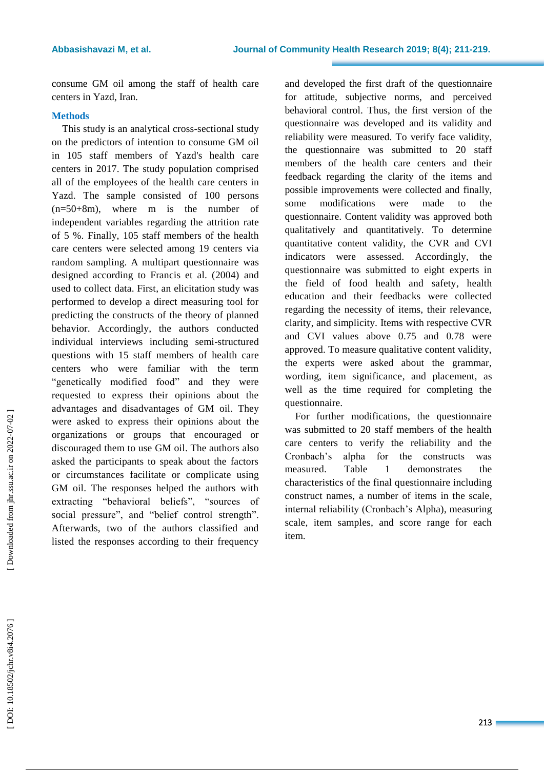consume GM oil among the staff of health care centers in Yazd, Iran.

## Methods

This study is an analytical cross-sectional study on the predictors of intention to consume GM oil in 105 staff members of Yazd's health care centers in 2017. The study population comprised all of the employees of the health care centers in Yazd. The sample consisted of 100 persons (n=50+8m), where m is the number of independent variables regarding the attrition rate of 5 %. Finally, 105 staff members of the health care centers were selected among 19 centers via random sampling. A multipart questionnaire was designed according to Francis et al. (2004) and used to collect data. First, an elicitation study was performed to develop a direct measuring tool for predicting the constructs of the theory of planned behavior. Accordingly, the authors conducted individual interviews including semi-structured questions with 15 staff members of health care centers who were familiar with the term "genetically modified food" and they were requested to express their opinions about the advantages and disadvantages of GM oil. They were asked to express their opinions about the organizations or groups that encouraged or discouraged them to use GM oil. The authors also asked the participants to speak about the factors or circumstances facilitate or complicate using GM oil. The responses helped the authors with extracting "behavioral beliefs", "sources of social pressure", and "belief control strength". Afterwards, two of the authors classified and listed the responses according to their frequency and developed the first draft of the questionnaire for attitude, subjective norms, and perceived behavioral control. Thus, the first version of the questionnaire was developed and its validity and reliability were measured. To verify face validity, the questionnaire was submitted to 20 staff members of the health care centers and their feedback regarding the clarity of the items and possible improvements were collected and finally, some modifications were made to the questionnaire. Content validity was approved both qualitatively and quantitatively. To determine quantitative content validity, the CVR and CVI indicators were assessed. Accordingly, the questionnaire was submitted to eight experts in the field of food health and safety, health education and their feedbacks were collected regarding the necessity of items, their relevance, clarity, and simplicity. Items with respective CVR and CVI values above 0.75 and 0.78 were approved. To measure qualitative content validity, the experts were asked about the grammar, wording, item significance, and placement, as well as the time required for completing the questionnaire.

For further modifications, the questionnaire was submitted to 20 staff members of the health care centers to verify the reliability and the Cronbach's alpha for the constructs was measured. Table 1 demonstrates the characteristics of the final questionnaire including construct names, a number of items in the scale, internal reliability (Cronbach's Alpha), measuring scale, item samples, and score range for each item.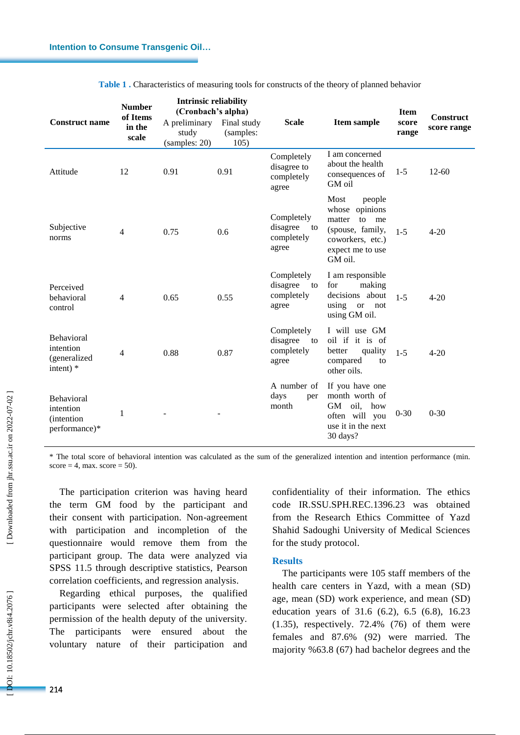**Table 1 .** Characteristics of measuring tools for constructs of the theory of planned behavior

| Construct name | Number of Items in the scale | Intrinsic reliability (Cronbach's alpha) | | Scale | Item sample | Item score range | Construct score range |
|---|---|---|---|---|---|---|---|
| | | A preliminary study (samples: 20) | Final study (samples: 105) | | | | |
| Attitude | 12 | 0.91 | 0.91 | Completely disagree to completely agree | I am concerned about the health consequences of GM oil | 1-5 | 12-60 |
| Subjective norms | 4 | 0.75 | 0.6 | Completely disagree to completely agree | Most people whose opinions matter to me (spouse, family, coworkers, etc.) expect me to use GM oil. | 1-5 | 4-20 |
| Perceived behavioral control | 4 | 0.65 | 0.55 | Completely disagree to completely agree | I am responsible for making decisions about using or not using GM oil. | 1-5 | 4-20 |
| Behavioral intention (generalized intent) * | 4 | 0.88 | 0.87 | Completely disagree to completely agree | I will use GM oil if it is of better quality compared to other oils. | 1-5 | 4-20 |
| Behavioral intention (intention performance)* | 1 | - | - | A number of days per month | If you have one month worth of GM oil, how often will you use it in the next 30 days? | 0-30 | 0-30 |

* The total score of behavioral intention was calculated as the sum of the generalized intention and intention performance (min. score = 4, max. score = 50).

The participation criterion was having heard the term GM food by the participant and their consent with participation. Non-agreement with participation and incompletion of the questionnaire would remove them from the participant group. The data were analyzed via SPSS 11.5 through descriptive statistics, Pearson correlation coefficients, and regression analysis.

Regarding ethical purposes, the qualified participants were selected after obtaining the permission of the health deputy of the university. The participants were ensured about the voluntary nature of their participation and confidentiality of their information. The ethics code IR.SSU.SPH.REC.1396.23 was obtained from the Research Ethics Committee of Yazd Shahid Sadoughi University of Medical Sciences for the study protocol.

## Results

The participants were 105 staff members of the health care centers in Yazd, with a mean (SD) age, mean (SD) work experience, and mean (SD) education years of 31.6 (6.2), 6.5 (6.8), 16.23 (1.35), respectively. 72.4% (76) of them were females and 87.6% (92) were married. The majority %63.8 (67) had bachelor degrees and the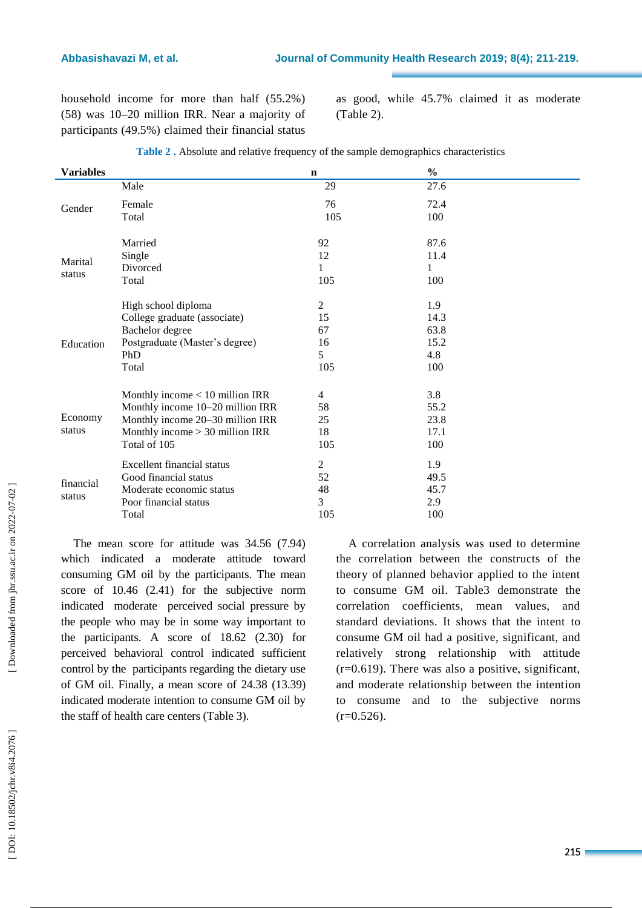household income for more than half (55.2%) (58) was 10–20 million IRR. Near a majority of participants (49.5%) claimed their financial status as good, while 45.7% claimed it as moderate (Table 2).

**Table 2 .** Absolute and relative frequency of the sample demographics characteristics

| Variables | | n | % |
|---|---|---|---|
| Gender | Male | 29 | 27.6 |
| | Female | 76 | 72.4 |
| | Total | 105 | 100 |
| Marital status | Married | 92 | 87.6 |
| | Single | 12 | 11.4 |
| | Divorced | 1 | 1 |
| | Total | 105 | 100 |
| Education | High school diploma | 2 | 1.9 |
| | College graduate (associate) | 15 | 14.3 |
| | Bachelor degree | 67 | 63.8 |
| | Postgraduate (Master's degree) | 16 | 15.2 |
| | PhD | 5 | 4.8 |
| | Total | 105 | 100 |
| Economy status | Monthly income < 10 million IRR | 4 | 3.8 |
| | Monthly income 10–20 million IRR | 58 | 55.2 |
| | Monthly income 20–30 million IRR | 25 | 23.8 |
| | Monthly income > 30 million IRR | 18 | 17.1 |
| | Total of 105 | 105 | 100 |
| financial status | Excellent financial status | 2 | 1.9 |
| | Good financial status | 52 | 49.5 |
| | Moderate economic status | 48 | 45.7 |
| | Poor financial status | 3 | 2.9 |
| | Total | 105 | 100 |

The mean score for attitude was 34.56 (7.94) which indicated a moderate attitude toward consuming GM oil by the participants. The mean score of 10.46 (2.41) for the subjective norm indicated moderate perceived social pressure by the people who may be in some way important to the participants. A score of 18.62 (2.30) for perceived behavioral control indicated sufficient control by the participants regarding the dietary use of GM oil. Finally, a mean score of 24.38 (13.39) indicated moderate intention to consume GM oil by the staff of health care centers (Table 3).

A correlation analysis was used to determine the correlation between the constructs of the theory of planned behavior applied to the intent to consume GM oil. Table3 demonstrate the correlation coefficients, mean values, and standard deviations. It shows that the intent to consume GM oil had a positive, significant, and relatively strong relationship with attitude (r=0.619). There was also a positive, significant, and moderate relationship between the intention to consume and to the subjective norms (r=0.526).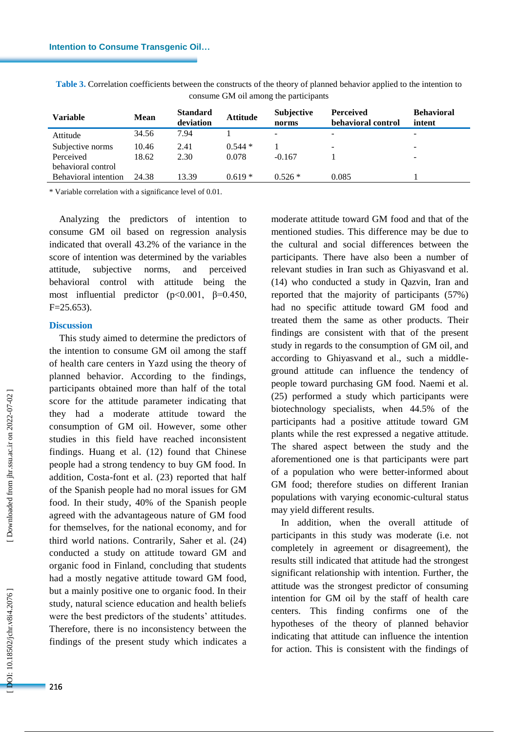**Table 3.** Correlation coefficients between the constructs of the theory of planned behavior applied to the intention to consume GM oil among the participants

| Variable | Mean | Standard deviation | Attitude | Subjective norms | Perceived behavioral control | Behavioral intent |
|---|---|---|---|---|---|---|
| Attitude | 34.56 | 7.94 | 1 | - | - | - |
| Subjective norms | 10.46 | 2.41 | 0.544 * | 1 | - | - |
| Perceived behavioral control | 18.62 | 2.30 | 0.078 | -0.167 | 1 | - |
| Behavioral intention | 24.38 | 13.39 | 0.619 * | 0.526 * | 0.085 | 1 |

* Variable correlation with a significance level of 0.01.

Analyzing the predictors of intention to consume GM oil based on regression analysis indicated that overall 43.2% of the variance in the score of intention was determined by the variables attitude, subjective norms, and perceived behavioral control with attitude being the most influential predictor ($p<0.001$, $\beta=0.450$, $F=25.653$).

## Discussion

This study aimed to determine the predictors of the intention to consume GM oil among the staff of health care centers in Yazd using the theory of planned behavior. According to the findings, participants obtained more than half of the total score for the attitude parameter indicating that they had a moderate attitude toward the consumption of GM oil. However, some other studies in this field have reached inconsistent findings. Huang et al. (12) found that Chinese people had a strong tendency to buy GM food. In addition, Costa-font et al. (23) reported that half of the Spanish people had no moral issues for GM food. In their study, 40% of the Spanish people agreed with the advantageous nature of GM food for themselves, for the national economy, and for third world nations. Contrarily, Saher et al. (24) conducted a study on attitude toward GM and organic food in Finland, concluding that students had a mostly negative attitude toward GM food, but a mainly positive one to organic food. In their study, natural science education and health beliefs were the best predictors of the students' attitudes. Therefore, there is no inconsistency between the findings of the present study which indicates a moderate attitude toward GM food and that of the mentioned studies. This difference may be due to the cultural and social differences between the participants. There have also been a number of relevant studies in Iran such as Ghiyasvand et al. (14) who conducted a study in Qazvin, Iran and reported that the majority of participants (57%) had no specific attitude toward GM food and treated them the same as other products. Their findings are consistent with that of the present study in regards to the consumption of GM oil, and according to Ghiyasvand et al., such a middle-ground attitude can influence the tendency of people toward purchasing GM food. Naemi et al. (25) performed a study which participants were biotechnology specialists, when 44.5% of the participants had a positive attitude toward GM plants while the rest expressed a negative attitude. The shared aspect between the study and the aforementioned one is that participants were part of a population who were better-informed about GM food; therefore studies on different Iranian populations with varying economic-cultural status may yield different results.

In addition, when the overall attitude of participants in this study was moderate (i.e. not completely in agreement or disagreement), the results still indicated that attitude had the strongest significant relationship with intention. Further, the attitude was the strongest predictor of consuming intention for GM oil by the staff of health care centers. This finding confirms one of the hypotheses of the theory of planned behavior indicating that attitude can influence the intention for action. This is consistent with the findings of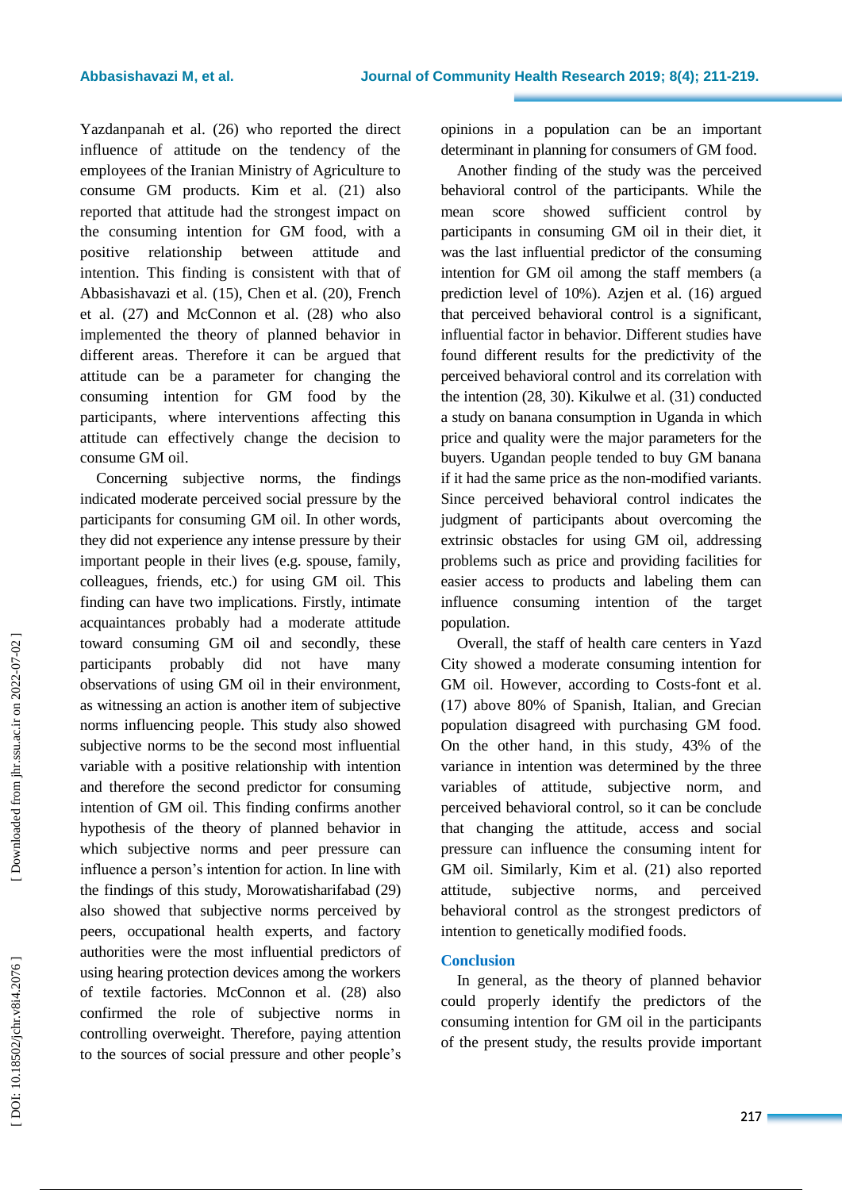Yazdanpanah et al. (26) who reported the direct influence of attitude on the tendency of the employees of the Iranian Ministry of Agriculture to consume GM products. Kim et al. (21) also reported that attitude had the strongest impact on the consuming intention for GM food, with a positive relationship between attitude and intention. This finding is consistent with that of Abbasishavazi et al. (15), Chen et al. (20), French et al. (27) and McConnon et al. (28) who also implemented the theory of planned behavior in different areas. Therefore it can be argued that attitude can be a parameter for changing the consuming intention for GM food by the participants, where interventions affecting this attitude can effectively change the decision to consume GM oil.

Concerning subjective norms, the findings indicated moderate perceived social pressure by the participants for consuming GM oil. In other words, they did not experience any intense pressure by their important people in their lives (e.g. spouse, family, colleagues, friends, etc.) for using GM oil. This finding can have two implications. Firstly, intimate acquaintances probably had a moderate attitude toward consuming GM oil and secondly, these participants probably did not have many observations of using GM oil in their environment, as witnessing an action is another item of subjective norms influencing people. This study also showed subjective norms to be the second most influential variable with a positive relationship with intention and therefore the second predictor for consuming intention of GM oil. This finding confirms another hypothesis of the theory of planned behavior in which subjective norms and peer pressure can influence a person's intention for action. In line with the findings of this study, Morowatisharifabad (29) also showed that subjective norms perceived by peers, occupational health experts, and factory authorities were the most influential predictors of using hearing protection devices among the workers of textile factories. McConnon et al. (28) also confirmed the role of subjective norms in controlling overweight. Therefore, paying attention to the sources of social pressure and other people's opinions in a population can be an important determinant in planning for consumers of GM food.

Another finding of the study was the perceived behavioral control of the participants. While the mean score showed sufficient control by participants in consuming GM oil in their diet, it was the last influential predictor of the consuming intention for GM oil among the staff members (a prediction level of 10%). Azjen et al. (16) argued that perceived behavioral control is a significant, influential factor in behavior. Different studies have found different results for the predictivity of the perceived behavioral control and its correlation with the intention (28, 30). Kikulwe et al. (31) conducted a study on banana consumption in Uganda in which price and quality were the major parameters for the buyers. Ugandan people tended to buy GM banana if it had the same price as the non-modified variants. Since perceived behavioral control indicates the judgment of participants about overcoming the extrinsic obstacles for using GM oil, addressing problems such as price and providing facilities for easier access to products and labeling them can influence consuming intention of the target population.

Overall, the staff of health care centers in Yazd City showed a moderate consuming intention for GM oil. However, according to Costs-font et al. (17) above 80% of Spanish, Italian, and Grecian population disagreed with purchasing GM food. On the other hand, in this study, 43% of the variance in intention was determined by the three variables of attitude, subjective norm, and perceived behavioral control, so it can be conclude that changing the attitude, access and social pressure can influence the consuming intent for GM oil. Similarly, Kim et al. (21) also reported attitude, subjective norms, and perceived behavioral control as the strongest predictors of intention to genetically modified foods.

## Conclusion

In general, as the theory of planned behavior could properly identify the predictors of the consuming intention for GM oil in the participants of the present study, the results provide important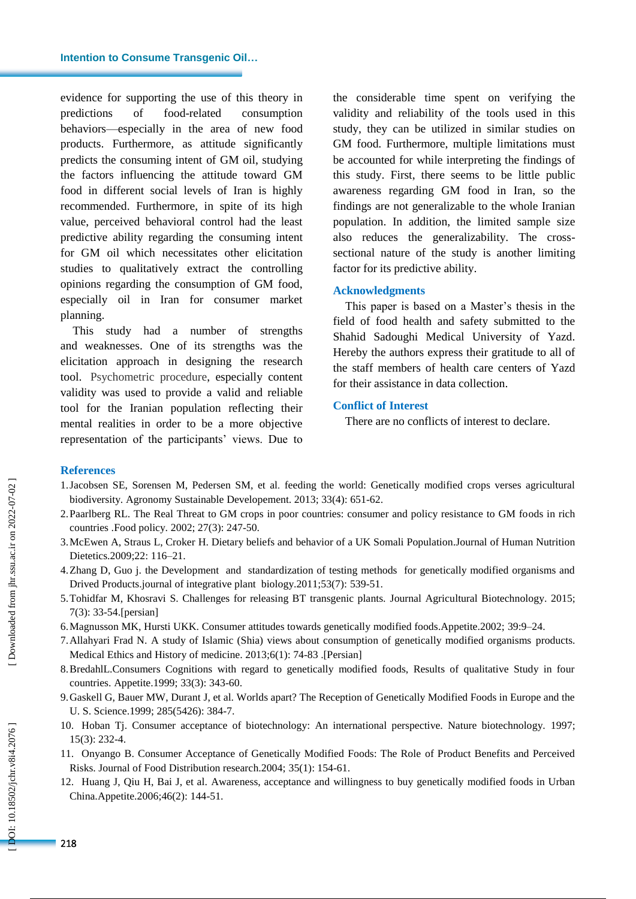evidence for supporting the use of this theory in predictions of food-related consumption behaviors—especially in the area of new food products. Furthermore, as attitude significantly predicts the consuming intent of GM oil, studying the factors influencing the attitude toward GM food in different social levels of Iran is highly recommended. Furthermore, in spite of its high value, perceived behavioral control had the least predictive ability regarding the consuming intent for GM oil which necessitates other elicitation studies to qualitatively extract the controlling opinions regarding the consumption of GM food, especially oil in Iran for consumer market planning.

This study had a number of strengths and weaknesses. One of its strengths was the elicitation approach in designing the research tool. Psychometric procedure, especially content validity was used to provide a valid and reliable tool for the Iranian population reflecting their mental realities in order to be a more objective representation of the participants' views. Due to the considerable time spent on verifying the validity and reliability of the tools used in this study, they can be utilized in similar studies on GM food. Furthermore, multiple limitations must be accounted for while interpreting the findings of this study. First, there seems to be little public awareness regarding GM food in Iran, so the findings are not generalizable to the whole Iranian population. In addition, the limited sample size also reduces the generalizability. The cross-sectional nature of the study is another limiting factor for its predictive ability.

## Acknowledgments

This paper is based on a Master's thesis in the field of food health and safety submitted to the Shahid Sadoughi Medical University of Yazd. Hereby the authors express their gratitude to all of the staff members of health care centers of Yazd for their assistance in data collection.

## Conflict of Interest

There are no conflicts of interest to declare.

## References

1. Jacobsen SE, Sorensen M, Pedersen SM, et al. feeding the world: Genetically modified crops verses agricultural biodiversity. Agronomy Sustainable Developement. 2013; 33(4): 651-62.
2. Paarlberg RL. The Real Threat to GM crops in poor countries: consumer and policy resistance to GM foods in rich countries .Food policy. 2002; 27(3): 247-50.
3. McEwen A, Straus L, Croker H. Dietary beliefs and behavior of a UK Somali Population.Journal of Human Nutrition Dietetics.2009;22: 116–21.
4. Zhang D, Guo j. the Development and standardization of testing methods for genetically modified organisms and Drived Products.journal of integrative plant biology.2011;53(7): 539-51.
5. Tohidfar M, Khosravi S. Challenges for releasing BT transgenic plants. Journal Agricultural Biotechnology. 2015; 7(3): 33-54.[persian]
6. Magnusson MK, Hursti UKK. Consumer attitudes towards genetically modified foods.Appetite.2002; 39:9–24.
7. Allahyari Frad N. A study of Islamic (Shia) views about consumption of genetically modified organisms products. Medical Ethics and History of medicine. 2013;6(1): 74-83 .[Persian]
8. BredahlL.Consumers Cognitions with regard to genetically modified foods, Results of qualitative Study in four countries. Appetite.1999; 33(3): 343-60.
9. Gaskell G, Bauer MW, Durant J, et al. Worlds apart? The Reception of Genetically Modified Foods in Europe and the U. S. Science.1999; 285(5426): 384-7.
10. Hoban Tj. Consumer acceptance of biotechnology: An international perspective. Nature biotechnology. 1997; 15(3): 232-4.
11. Onyango B. Consumer Acceptance of Genetically Modified Foods: The Role of Product Benefits and Perceived Risks. Journal of Food Distribution research.2004; 35(1): 154-61.
12. Huang J, Qiu H, Bai J, et al. Awareness, acceptance and willingness to buy genetically modified foods in Urban China.Appetite.2006;46(2): 144-51.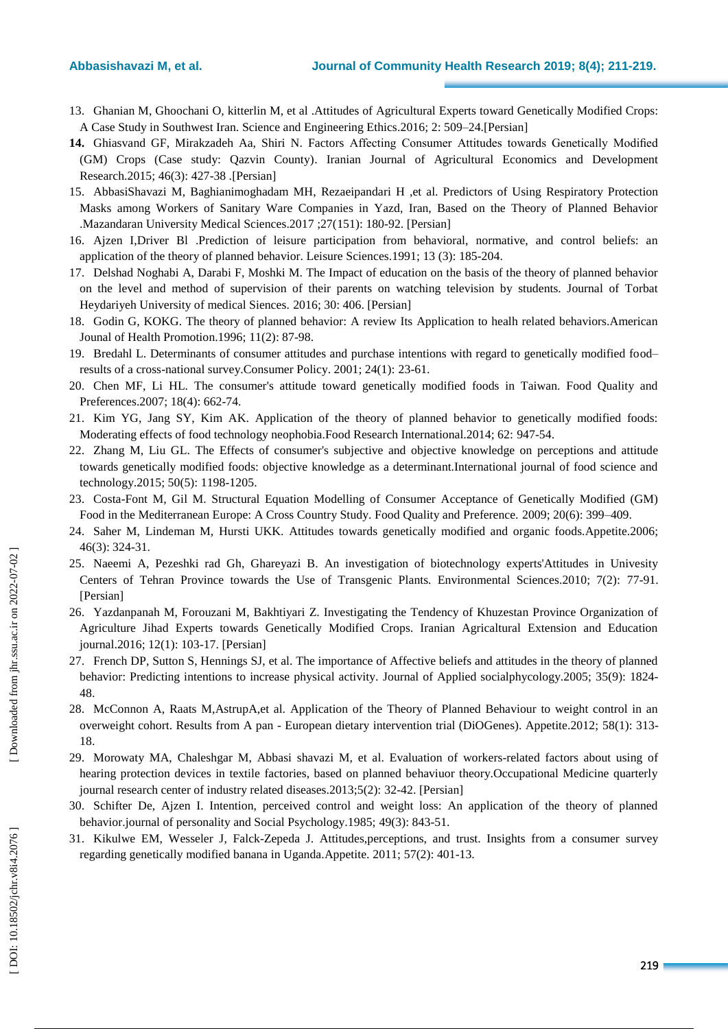13. Ghanian M, Ghoochani O, kitterlin M, et al .Attitudes of Agricultural Experts toward Genetically Modified Crops: A Case Study in Southwest Iran. Science and Engineering Ethics.2016; 2: 509–24.[Persian]
14. Ghiasvand GF, Mirakzadeh Aa, Shiri N. Factors Affecting Consumer Attitudes towards Genetically Modified (GM) Crops (Case study: Qazvin County). Iranian Journal of Agricultural Economics and Development Research.2015; 46(3): 427-38 .[Persian]
15. AbbasiShavazi M, Baghianimoghadam MH, Rezaeipandari H ,et al. Predictors of Using Respiratory Protection Masks among Workers of Sanitary Ware Companies in Yazd, Iran, Based on the Theory of Planned Behavior .Mazandaran University Medical Sciences.2017 ;27(151): 180-92. [Persian]
16. Ajzen I,Driver Bl .Prediction of leisure participation from behavioral, normative, and control beliefs: an application of the theory of planned behavior. Leisure Sciences.1991; 13 (3): 185-204.
17. Delshad Noghabi A, Darabi F, Moshki M. The Impact of education on the basis of the theory of planned behavior on the level and method of supervision of their parents on watching television by students. Journal of Torbat Heydariyeh University of medical Siences. 2016; 30: 406. [Persian]
18. Godin G, KOKG. The theory of planned behavior: A review Its Application to healh related behaviors.American Jounal of Health Promotion.1996; 11(2): 87-98.
19. Bredahl L. Determinants of consumer attitudes and purchase intentions with regard to genetically modified food–results of a cross-national survey.Consumer Policy. 2001; 24(1): 23-61.
20. Chen MF, Li HL. The consumer's attitude toward genetically modified foods in Taiwan. Food Quality and Preferences.2007; 18(4): 662-74.
21. Kim YG, Jang SY, Kim AK. Application of the theory of planned behavior to genetically modified foods: Moderating effects of food technology neophobia.Food Research International.2014; 62: 947-54.
22. Zhang M, Liu GL. The Effects of consumer's subjective and objective knowledge on perceptions and attitude towards genetically modified foods: objective knowledge as a determinant.International journal of food science and technology.2015; 50(5): 1198-1205.
23. Costa-Font M, Gil M. Structural Equation Modelling of Consumer Acceptance of Genetically Modified (GM) Food in the Mediterranean Europe: A Cross Country Study. Food Quality and Preference. 2009; 20(6): 399–409.
24. Saher M, Lindeman M, Hursti UKK. Attitudes towards genetically modified and organic foods.Appetite.2006; 46(3): 324-31.
25. Naeemi A, Pezeshki rad Gh, Ghareyazi B. An investigation of biotechnology experts'Attitudes in Univesity Centers of Tehran Province towards the Use of Transgenic Plants. Environmental Sciences.2010; 7(2): 77-91. [Persian]
26. Yazdanpanah M, Forouzani M, Bakhtiyari Z. Investigating the Tendency of Khuzestan Province Organization of Agriculture Jihad Experts towards Genetically Modified Crops. Iranian Agricaltural Extension and Education journal.2016; 12(1): 103-17. [Persian]
27. French DP, Sutton S, Hennings SJ, et al. The importance of Affective beliefs and attitudes in the theory of planned behavior: Predicting intentions to increase physical activity. Journal of Applied socialphycology.2005; 35(9): 1824-48.
28. McConnon A, Raats M,AstrupA,et al. Application of the Theory of Planned Behaviour to weight control in an overweight cohort. Results from A pan - European dietary intervention trial (DiOGenes). Appetite.2012; 58(1): 313-18.
29. Morowaty MA, Chaleshgar M, Abbasi shavazi M, et al. Evaluation of workers-related factors about using of hearing protection devices in textile factories, based on planned behaviuor theory.Occupational Medicine quarterly journal research center of industry related diseases.2013;5(2): 32-42. [Persian]
30. Schifter De, Ajzen I. Intention, perceived control and weight loss: An application of the theory of planned behavior.journal of personality and Social Psychology.1985; 49(3): 843-51.
31. Kikulwe EM, Wesseler J, Falck-Zepeda J. Attitudes,perceptions, and trust. Insights from a consumer survey regarding genetically modified banana in Uganda.Appetite. 2011; 57(2): 401-13.